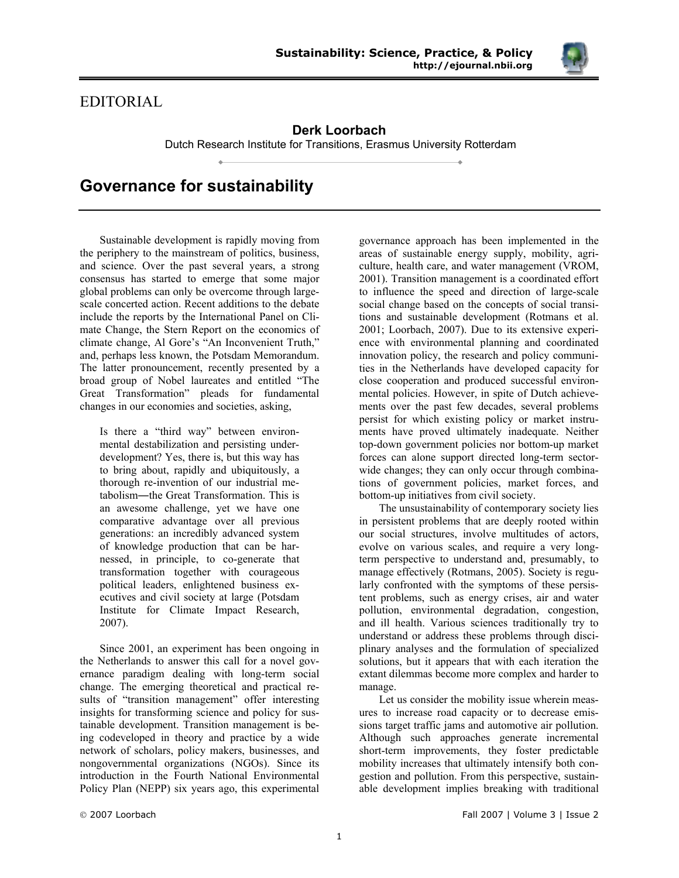EDITORIAL

**Derk Loorbach**

Dutch Research Institute for Transitions, Erasmus University Rotterdam

# Governance for sustainability

Sustainable development is rapidly moving from the periphery to the mainstream of politics, business, and science. Over the past several years, a strong consensus has started to emerge that some major global problems can only be overcome through large-scale concerted action. Recent additions to the debate include the reports by the International Panel on Climate Change, the Stern Report on the economics of climate change, Al Gore's "An Inconvenient Truth," and, perhaps less known, the Potsdam Memorandum. The latter pronouncement, recently presented by a broad group of Nobel laureates and entitled "The Great Transformation" pleads for fundamental changes in our economies and societies, asking,

> Is there a "third way" between environmental destabilization and persisting underdevelopment? Yes, there is, but this way has to bring about, rapidly and ubiquitously, a thorough re-invention of our industrial metabolism—the Great Transformation. This is an awesome challenge, yet we have one comparative advantage over all previous generations: an incredibly advanced system of knowledge production that can be harnessed, in principle, to co-generate that transformation together with courageous political leaders, enlightened business executives and civil society at large (Potsdam Institute for Climate Impact Research, 2007).

Since 2001, an experiment has been ongoing in the Netherlands to answer this call for a novel governance paradigm dealing with long-term social change. The emerging theoretical and practical results of "transition management" offer interesting insights for transforming science and policy for sustainable development. Transition management is being codeveloped in theory and practice by a wide network of scholars, policy makers, businesses, and nongovernmental organizations (NGOs). Since its introduction in the Fourth National Environmental Policy Plan (NEPP) six years ago, this experimental governance approach has been implemented in the areas of sustainable energy supply, mobility, agriculture, health care, and water management (VROM, 2001). Transition management is a coordinated effort to influence the speed and direction of large-scale social change based on the concepts of social transitions and sustainable development (Rotmans et al. 2001; Loorbach, 2007). Due to its extensive experience with environmental planning and coordinated innovation policy, the research and policy communities in the Netherlands have developed capacity for close cooperation and produced successful environmental policies. However, in spite of Dutch achievements over the past few decades, several problems persist for which existing policy or market instruments have proved ultimately inadequate. Neither top-down government policies nor bottom-up market forces can alone support directed long-term sector-wide changes; they can only occur through combinations of government policies, market forces, and bottom-up initiatives from civil society.

The unsustainability of contemporary society lies in persistent problems that are deeply rooted within our social structures, involve multitudes of actors, evolve on various scales, and require a very long-term perspective to understand and, presumably, to manage effectively (Rotmans, 2005). Society is regularly confronted with the symptoms of these persistent problems, such as energy crises, air and water pollution, environmental degradation, congestion, and ill health. Various sciences traditionally try to understand or address these problems through disciplinary analyses and the formulation of specialized solutions, but it appears that with each iteration the extant dilemmas become more complex and harder to manage.

Let us consider the mobility issue wherein measures to increase road capacity or to decrease emissions target traffic jams and automotive air pollution. Although such approaches generate incremental short-term improvements, they foster predictable mobility increases that ultimately intensify both congestion and pollution. From this perspective, sustainable development implies breaking with traditional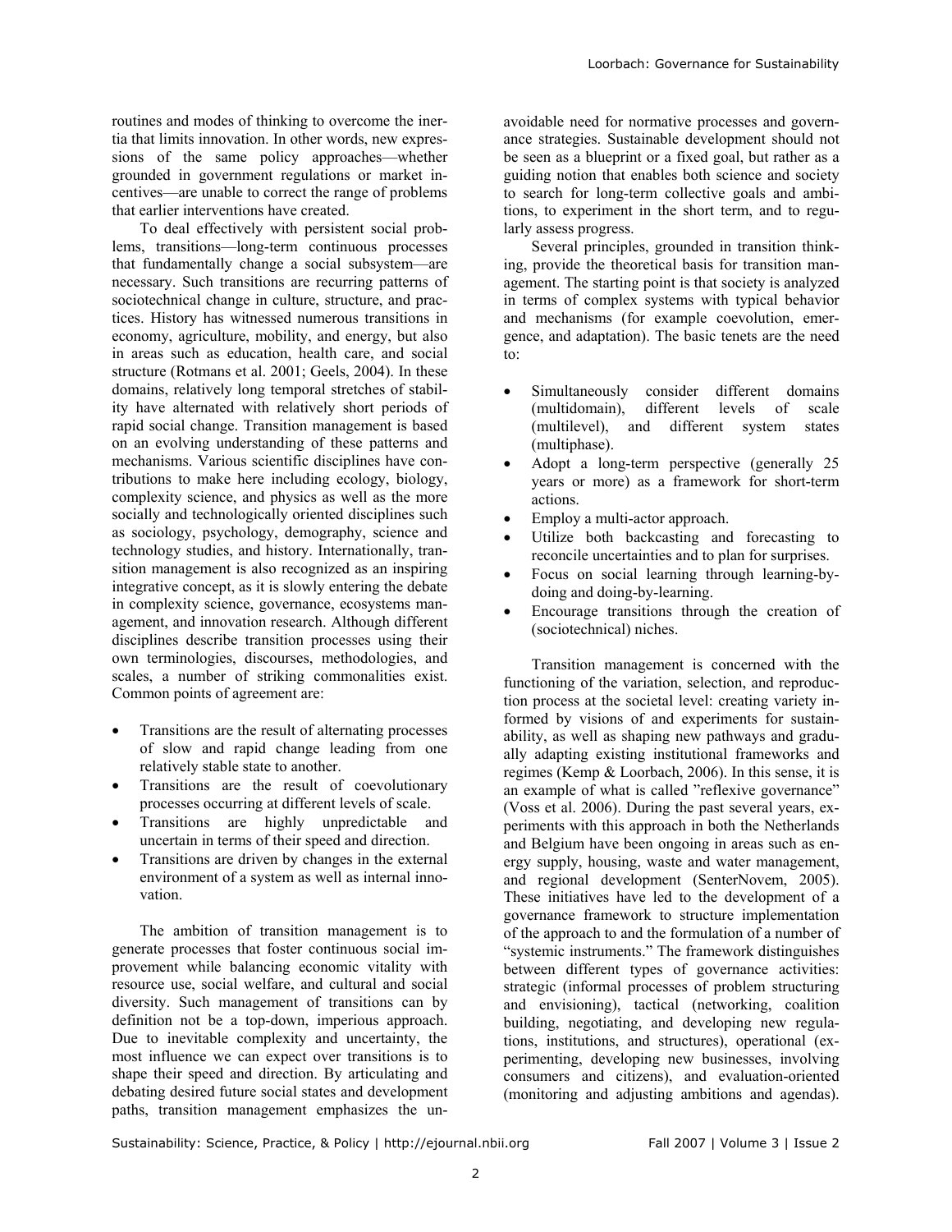routines and modes of thinking to overcome the inertia that limits innovation. In other words, new expressions of the same policy approaches—whether grounded in government regulations or market incentives—are unable to correct the range of problems that earlier interventions have created.

To deal effectively with persistent social problems, transitions—long-term continuous processes that fundamentally change a social subsystem—are necessary. Such transitions are recurring patterns of sociotechnical change in culture, structure, and practices. History has witnessed numerous transitions in economy, agriculture, mobility, and energy, but also in areas such as education, health care, and social structure (Rotmans et al. 2001; Geels, 2004). In these domains, relatively long temporal stretches of stability have alternated with relatively short periods of rapid social change. Transition management is based on an evolving understanding of these patterns and mechanisms. Various scientific disciplines have contributions to make here including ecology, biology, complexity science, and physics as well as the more socially and technologically oriented disciplines such as sociology, psychology, demography, science and technology studies, and history. Internationally, transition management is also recognized as an inspiring integrative concept, as it is slowly entering the debate in complexity science, governance, ecosystems management, and innovation research. Although different disciplines describe transition processes using their own terminologies, discourses, methodologies, and scales, a number of striking commonalities exist. Common points of agreement are:

- Transitions are the result of alternating processes of slow and rapid change leading from one relatively stable state to another.
- Transitions are the result of coevolutionary processes occurring at different levels of scale.
- Transitions are highly unpredictable and uncertain in terms of their speed and direction.
- Transitions are driven by changes in the external environment of a system as well as internal innovation.

The ambition of transition management is to generate processes that foster continuous social improvement while balancing economic vitality with resource use, social welfare, and cultural and social diversity. Such management of transitions can by definition not be a top-down, imperious approach. Due to inevitable complexity and uncertainty, the most influence we can expect over transitions is to shape their speed and direction. By articulating and debating desired future social states and development paths, transition management emphasizes the unavoidable need for normative processes and governance strategies. Sustainable development should not be seen as a blueprint or a fixed goal, but rather as a guiding notion that enables both science and society to search for long-term collective goals and ambitions, to experiment in the short term, and to regularly assess progress.

Several principles, grounded in transition thinking, provide the theoretical basis for transition management. The starting point is that society is analyzed in terms of complex systems with typical behavior and mechanisms (for example coevolution, emergence, and adaptation). The basic tenets are the need to:

- Simultaneously consider different domains (multidomain), different levels of scale (multilevel), and different system states (multiphase).
- Adopt a long-term perspective (generally 25 years or more) as a framework for short-term actions.
- Employ a multi-actor approach.
- Utilize both backcasting and forecasting to reconcile uncertainties and to plan for surprises.
- Focus on social learning through learning-by-doing and doing-by-learning.
- Encourage transitions through the creation of (sociotechnical) niches.

Transition management is concerned with the functioning of the variation, selection, and reproduction process at the societal level: creating variety informed by visions of and experiments for sustainability, as well as shaping new pathways and gradually adapting existing institutional frameworks and regimes (Kemp & Loorbach, 2006). In this sense, it is an example of what is called "reflexive governance" (Voss et al. 2006). During the past several years, experiments with this approach in both the Netherlands and Belgium have been ongoing in areas such as energy supply, housing, waste and water management, and regional development (SenterNovem, 2005). These initiatives have led to the development of a governance framework to structure implementation of the approach to and the formulation of a number of "systemic instruments." The framework distinguishes between different types of governance activities: strategic (informal processes of problem structuring and envisioning), tactical (networking, coalition building, negotiating, and developing new regulations, institutions, and structures), operational (experimenting, developing new businesses, involving consumers and citizens), and evaluation-oriented (monitoring and adjusting ambitions and agendas).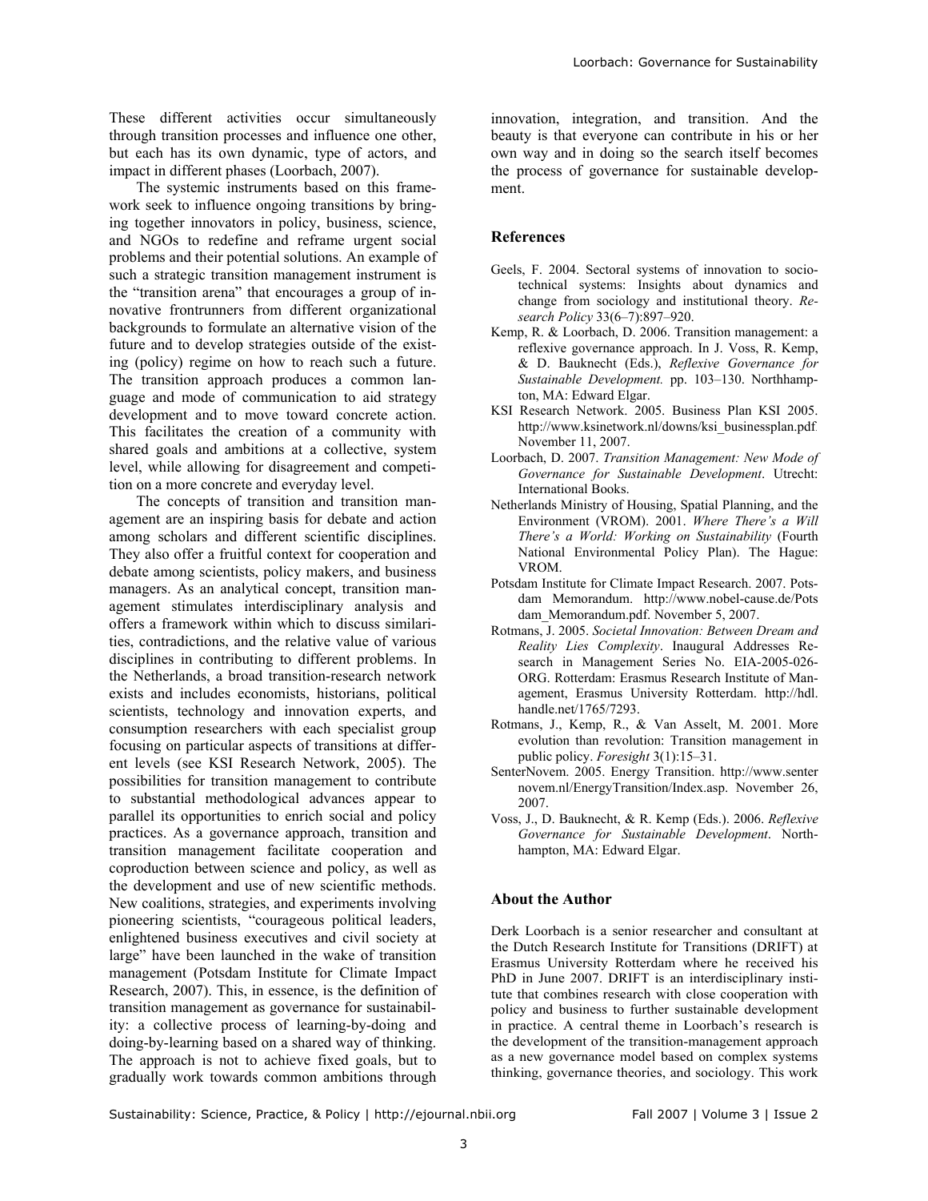These different activities occur simultaneously through transition processes and influence one other, but each has its own dynamic, type of actors, and impact in different phases (Loorbach, 2007).

The systemic instruments based on this framework seek to influence ongoing transitions by bringing together innovators in policy, business, science, and NGOs to redefine and reframe urgent social problems and their potential solutions. An example of such a strategic transition management instrument is the "transition arena" that encourages a group of innovative frontrunners from different organizational backgrounds to formulate an alternative vision of the future and to develop strategies outside of the existing (policy) regime on how to reach such a future. The transition approach produces a common language and mode of communication to aid strategy development and to move toward concrete action. This facilitates the creation of a community with shared goals and ambitions at a collective, system level, while allowing for disagreement and competition on a more concrete and everyday level.

The concepts of transition and transition management are an inspiring basis for debate and action among scholars and different scientific disciplines. They also offer a fruitful context for cooperation and debate among scientists, policy makers, and business managers. As an analytical concept, transition management stimulates interdisciplinary analysis and offers a framework within which to discuss similarities, contradictions, and the relative value of various disciplines in contributing to different problems. In the Netherlands, a broad transition-research network exists and includes economists, historians, political scientists, technology and innovation experts, and consumption researchers with each specialist group focusing on particular aspects of transitions at different levels (see KSI Research Network, 2005). The possibilities for transition management to contribute to substantial methodological advances appear to parallel its opportunities to enrich social and policy practices. As a governance approach, transition and transition management facilitate cooperation and coproduction between science and policy, as well as the development and use of new scientific methods. New coalitions, strategies, and experiments involving pioneering scientists, "courageous political leaders, enlightened business executives and civil society at large" have been launched in the wake of transition management (Potsdam Institute for Climate Impact Research, 2007). This, in essence, is the definition of transition management as governance for sustainability: a collective process of learning-by-doing and doing-by-learning based on a shared way of thinking. The approach is not to achieve fixed goals, but to gradually work towards common ambitions through innovation, integration, and transition. And the beauty is that everyone can contribute in his or her own way and in doing so the search itself becomes the process of governance for sustainable development.

## References

Geels, F. 2004. Sectoral systems of innovation to socio-technical systems: Insights about dynamics and change from sociology and institutional theory. *Research Policy* 33(6–7):897–920.

Kemp, R. & Loorbach, D. 2006. Transition management: a reflexive governance approach. In J. Voss, R. Kemp, & D. Bauknecht (Eds.), *Reflexive Governance for Sustainable Development.* pp. 103–130. Northhampton, MA: Edward Elgar.

KSI Research Network. 2005. Business Plan KSI 2005. http://www.ksinetwork.nl/downs/ksi_businessplan.pdf. November 11, 2007.

Loorbach, D. 2007. *Transition Management: New Mode of Governance for Sustainable Development*. Utrecht: International Books.

Netherlands Ministry of Housing, Spatial Planning, and the Environment (VROM). 2001. *Where There's a Will There's a World: Working on Sustainability* (Fourth National Environmental Policy Plan). The Hague: VROM.

Potsdam Institute for Climate Impact Research. 2007. Potsdam Memorandum. http://www.nobel-cause.de/Potsdam_Memorandum.pdf. November 5, 2007.

Rotmans, J. 2005. *Societal Innovation: Between Dream and Reality Lies Complexity*. Inaugural Addresses Research in Management Series No. EIA-2005-026-ORG. Rotterdam: Erasmus Research Institute of Management, Erasmus University Rotterdam. http://hdl.handle.net/1765/7293.

Rotmans, J., Kemp, R., & Van Asselt, M. 2001. More evolution than revolution: Transition management in public policy. *Foresight* 3(1):15–31.

SenterNovem. 2005. Energy Transition. http://www.senternovem.nl/EnergyTransition/Index.asp. November 26, 2007.

Voss, J., D. Bauknecht, & R. Kemp (Eds.). 2006. *Reflexive Governance for Sustainable Development*. Northhampton, MA: Edward Elgar.

## About the Author

Derk Loorbach is a senior researcher and consultant at the Dutch Research Institute for Transitions (DRIFT) at Erasmus University Rotterdam where he received his PhD in June 2007. DRIFT is an interdisciplinary institute that combines research with close cooperation with policy and business to further sustainable development in practice. A central theme in Loorbach's research is the development of the transition-management approach as a new governance model based on complex systems thinking, governance theories, and sociology. This work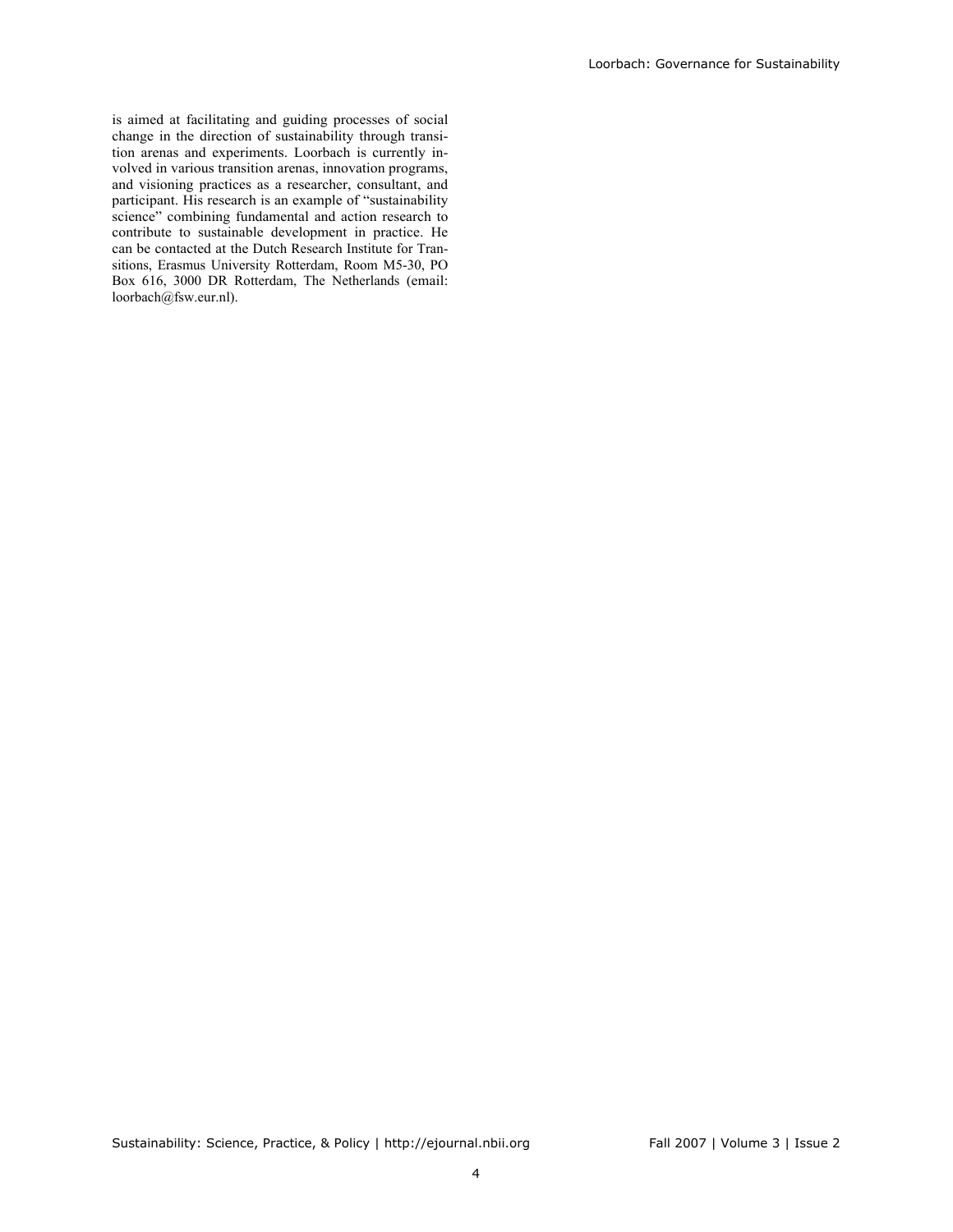is aimed at facilitating and guiding processes of social change in the direction of sustainability through transition arenas and experiments. Loorbach is currently involved in various transition arenas, innovation programs, and visioning practices as a researcher, consultant, and participant. His research is an example of "sustainability science" combining fundamental and action research to contribute to sustainable development in practice. He can be contacted at the Dutch Research Institute for Transitions, Erasmus University Rotterdam, Room M5-30, PO Box 616, 3000 DR Rotterdam, The Netherlands (email: loorbach@fsw.eur.nl).